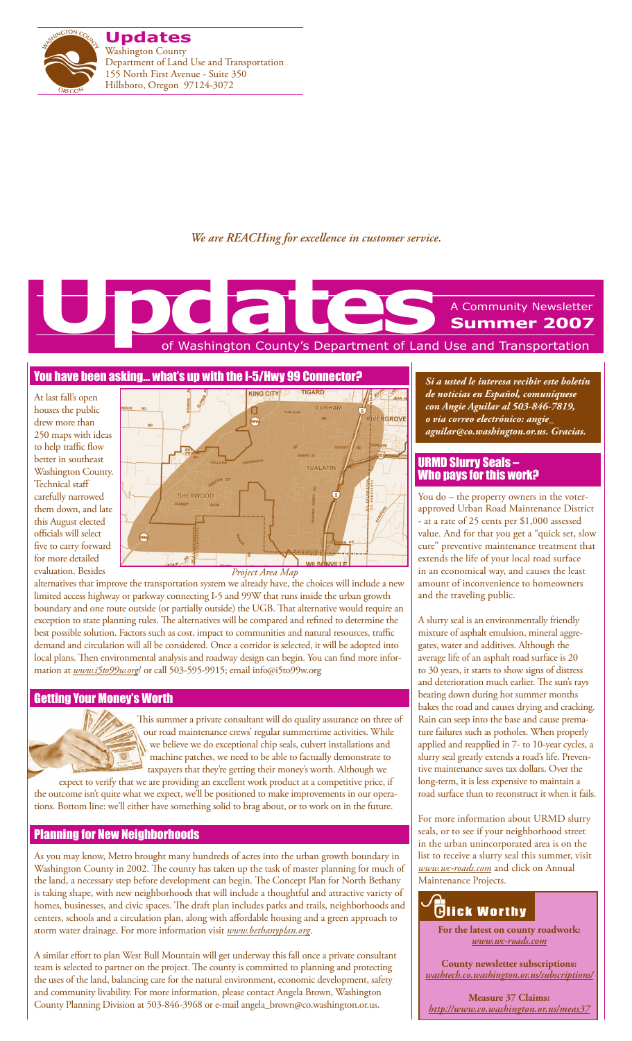**Updates**
Washington County
Department of Land Use and Transportation
155 North First Avenue - Suite 350
Hillsboro, Oregon 97124-3072

*We are REACHing for excellence in customer service.*

# Updates

A Community Newsletter
**Summer 2007**
of Washington County's Department of Land Use and Transportation

## You have been asking... what's up with the I-5/Hwy 99 Connector?

At last fall's open houses the public drew more than 250 maps with ideas to help traffic flow better in southeast Washington County. Technical staff carefully narrowed them down, and late this August elected officials will select five to carry forward for more detailed evaluation. Besides alternatives that improve the transportation system we already have, the choices will include a new limited access highway or parkway connecting I-5 and 99W that runs inside the urban growth boundary and one route outside (or partially outside) the UGB. That alternative would require an exception to state planning rules. The alternatives will be compared and refined to determine the best possible solution. Factors such as cost, impact to communities and natural resources, traffic demand and circulation will all be considered. Once a corridor is selected, it will be adopted into local plans. Then environmental analysis and roadway design can begin. You can find more information at *www.i5to99w.org/* or call 503-595-9915; email info@i5to99w.org

*Project Area Map*

## Getting Your Money's Worth

This summer a private consultant will do quality assurance on three of our road maintenance crews' regular summertime activities. While we believe we do exceptional chip seals, culvert installations and machine patches, we need to be able to factually demonstrate to taxpayers that they're getting their money's worth. Although we expect to verify that we are providing an excellent work product at a competitive price, if the outcome isn't quite what we expect, we'll be positioned to make improvements in our operations. Bottom line: we'll either have something solid to brag about, or to work on in the future.

## Planning for New Neighborhoods

As you may know, Metro brought many hundreds of acres into the urban growth boundary in Washington County in 2002. The county has taken up the task of master planning for much of the land, a necessary step before development can begin. The Concept Plan for North Bethany is taking shape, with new neighborhoods that will include a thoughtful and attractive variety of homes, businesses, and civic spaces. The draft plan includes parks and trails, neighborhoods and centers, schools and a circulation plan, along with affordable housing and a green approach to storm water drainage. For more information visit *www.bethanyplan.org*.

A similar effort to plan West Bull Mountain will get underway this fall once a private consultant team is selected to partner on the project. The county is committed to planning and protecting the uses of the land, balancing care for the natural environment, economic development, safety and community livability. For more information, please contact Angela Brown, Washington County Planning Division at 503-846-3968 or e-mail angela_brown@co.washington.or.us.

***Si a usted le interesa recibir este boletín de noticias en Español, comuníquese con Angie Aguilar al 503-846-7819, o vía correo electrónico: angie_aguilar@co.washington.or.us. Gracias.***

## URMD Slurry Seals – Who pays for this work?

You do – the property owners in the voter-approved Urban Road Maintenance District - at a rate of 25 cents per $1,000 assessed value. And for that you get a "quick set, slow cure" preventive maintenance treatment that extends the life of your local road surface in an economical way, and causes the least amount of inconvenience to homeowners and the traveling public.

A slurry seal is an environmentally friendly mixture of asphalt emulsion, mineral aggregates, water and additives. Although the average life of an asphalt road surface is 20 to 30 years, it starts to show signs of distress and deterioration much earlier. The sun's rays beating down during hot summer months bakes the road and causes drying and cracking. Rain can seep into the base and cause premature failures such as potholes. When properly applied and reapplied in 7- to 10-year cycles, a slurry seal greatly extends a road's life. Preventive maintenance saves tax dollars. Over the long-term, it is less expensive to maintain a road surface than to reconstruct it when it fails.

For more information about URMD slurry seals, or to see if your neighborhood street in the urban unincorporated area is on the list to receive a slurry seal this summer, visit *www.wc-roads.com* and click on Annual Maintenance Projects.

## Click Worthy

**For the latest on county roadwork:**
*www.wc-roads.com*

**County newsletter subscriptions:**
*washtech.co.washington.or.us/subscriptions/*

**Measure 37 Claims:**
*http://www.co.washington.or.us/meas37*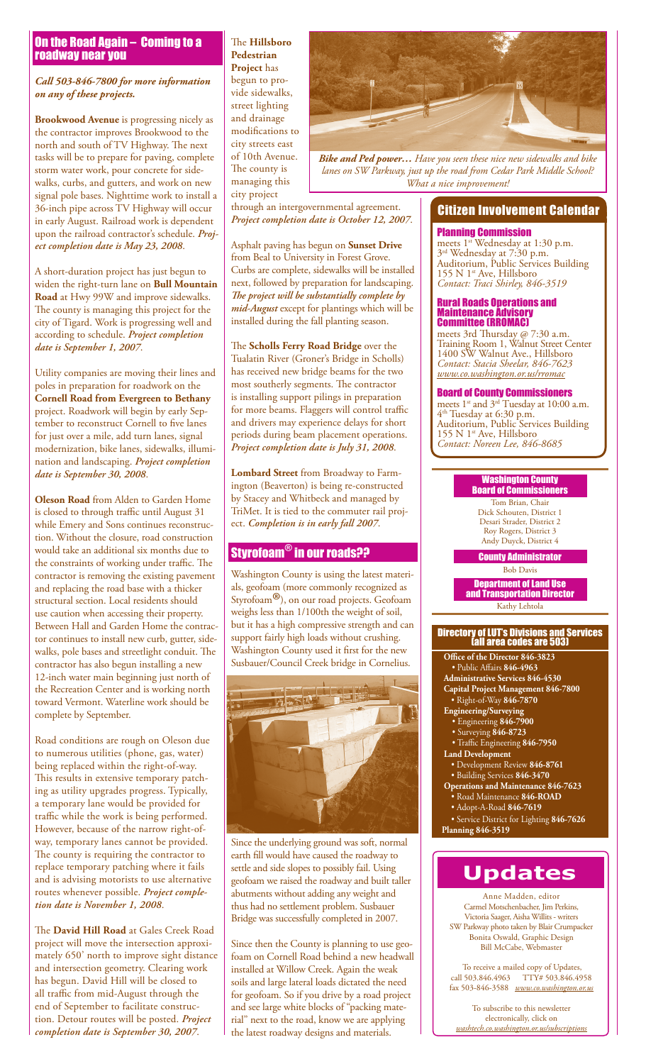## On the Road Again – Coming to a roadway near you

***Call 503-846-7800 for more information on any of these projects.***

**Brookwood Avenue** is progressing nicely as the contractor improves Brookwood to the north and south of TV Highway. The next tasks will be to prepare for paving, complete storm water work, pour concrete for sidewalks, curbs, and gutters, and work on new signal pole bases. Nighttime work to install a 36-inch pipe across TV Highway will occur in early August. Railroad work is dependent upon the railroad contractor's schedule. ***Project completion date is May 23, 2008.***

A short-duration project has just begun to widen the right-turn lane on **Bull Mountain Road** at Hwy 99W and improve sidewalks. The county is managing this project for the city of Tigard. Work is progressing well and according to schedule. ***Project completion date is September 1, 2007.***

Utility companies are moving their lines and poles in preparation for roadwork on the **Cornell Road from Evergreen to Bethany** project. Roadwork will begin by early September to reconstruct Cornell to five lanes for just over a mile, add turn lanes, signal modernization, bike lanes, sidewalks, illumination and landscaping. ***Project completion date is September 30, 2008.***

**Oleson Road** from Alden to Garden Home is closed to through traffic until August 31 while Emery and Sons continues reconstruction. Without the closure, road construction would take an additional six months due to the constraints of working under traffic. The contractor is removing the existing pavement and replacing the road base with a thicker structural section. Local residents should use caution when accessing their property. Between Hall and Garden Home the contractor continues to install new curb, gutter, sidewalks, pole bases and streetlight conduit. The contractor has also begun installing a new 12-inch water main beginning just north of the Recreation Center and is working north toward Vermont. Waterline work should be complete by September.

Road conditions are rough on Oleson due to numerous utilities (phone, gas, water) being replaced within the right-of-way. This results in extensive temporary patching as utility upgrades progress. Typically, a temporary lane would be provided for traffic while the work is being performed. However, because of the narrow right-of-way, temporary lanes cannot be provided. The county is requiring the contractor to replace temporary patching where it fails and is advising motorists to use alternative routes whenever possible. ***Project completion date is November 1, 2008.***

The **David Hill Road** at Gales Creek Road project will move the intersection approximately 650' north to improve sight distance and intersection geometry. Clearing work has begun. David Hill will be closed to all traffic from mid-August through the end of September to facilitate construction. Detour routes will be posted. ***Project completion date is September 30, 2007.***

The **Hillsboro Pedestrian Project** has begun to provide sidewalks, street lighting and drainage modifications to city streets east of 10th Avenue. The county is managing this city project through an intergovernmental agreement. ***Project completion date is October 12, 2007.***

Asphalt paving has begun on **Sunset Drive** from Beal to University in Forest Grove. Curbs are complete, sidewalks will be installed next, followed by preparation for landscaping. ***The project will be substantially complete by mid-August*** except for plantings which will be installed during the fall planting season.

The **Scholls Ferry Road Bridge** over the Tualatin River (Groner's Bridge in Scholls) has received new bridge beams for the two most southerly segments. The contractor is installing support pilings in preparation for more beams. Flaggers will control traffic and drivers may experience delays for short periods during beam placement operations. ***Project completion date is July 31, 2008.***

**Lombard Street** from Broadway to Farmington (Beaverton) is being re-constructed by Stacey and Whitbeck and managed by TriMet. It is tied to the commuter rail project. ***Completion is in early fall 2007.***

***Bike and Ped power…*** *Have you seen these nice new sidewalks and bike lanes on SW Parkway, just up the road from Cedar Park Middle School? What a nice improvement!*

## Styrofoam® in our roads??

Washington County is using the latest materials, geofoam (more commonly recognized as Styrofoam®), on our road projects. Geofoam weighs less than 1/100th the weight of soil, but it has a high compressive strength and can support fairly high loads without crushing. Washington County used it first for the new Susbauer/Council Creek bridge in Cornelius.

Since the underlying ground was soft, normal earth fill would have caused the roadway to settle and side slopes to possibly fail. Using geofoam we raised the roadway and built taller abutments without adding any weight and thus had no settlement problem. Susbauer Bridge was successfully completed in 2007.

Since then the County is planning to use geofoam on Cornell Road behind a new headwall installed at Willow Creek. Again the weak soils and large lateral loads dictated the need for geofoam. So if you drive by a road project and see large white blocks of "packing material" next to the road, know we are applying the latest roadway designs and materials.

## Citizen Involvement Calendar

### Planning Commission

meets 1st Wednesday at 1:30 p.m.
3rd Wednesday at 7:30 p.m.
Auditorium, Public Services Building
155 N 1st Ave, Hillsboro
*Contact: Traci Shirley, 846-3519*

### Rural Roads Operations and Maintenance Advisory Committee (RROMAC)

meets 3rd Thursday @ 7:30 a.m.
Training Room 1, Walnut Street Center
1400 SW Walnut Ave., Hillsboro
*Contact: Stacia Sheelar, 846-7623*
*www.co.washington.or.us/rromac*

### Board of County Commissioners

meets 1st and 3rd Tuesday at 10:00 a.m.
4th Tuesday at 6:30 p.m.
Auditorium, Public Services Building
155 N 1st Ave, Hillsboro
*Contact: Noreen Lee, 846-8685*

### Washington County Board of Commissioners

Tom Brian, Chair
Dick Schouten, District 1
Desari Strader, District 2
Roy Rogers, District 3
Andy Duyck, District 4

### County Administrator

Bob Davis

### Department of Land Use and Transportation Director

Kathy Lehtola

### Directory of LUT's Divisions and Services (all area codes are 503)

**Office of the Director 846-3823**
- Public Affairs **846-4963**

**Administrative Services 846-4530**

**Capital Project Management 846-7800**
- Right-of-Way **846-7870**

**Engineering/Surveying**
- Engineering **846-7900**
- Surveying **846-8723**
- Traffic Engineering **846-7950**

**Land Development**
- Development Review **846-8761**
- Building Services **846-3470**

**Operations and Maintenance 846-7623**
- Road Maintenance **846-ROAD**
- Adopt-A-Road **846-7619**
- Service District for Lighting **846-7626**

**Planning 846-3519**

# Updates

Anne Madden, editor
Carmel Motschenbacher, Jim Perkins, Victoria Saager, Aisha Willits - writers
SW Parkway photo taken by Blair Crumpacker
Bonita Oswald, Graphic Design
Bill McCabe, Webmaster

To receive a mailed copy of Updates, call 503.846.4963 TTY# 503.846.4958 fax 503-846-3588 *www.co.washington.or.us*

To subscribe to this newsletter electronically, click on *washtech.co.washington.or.us/subscriptions*